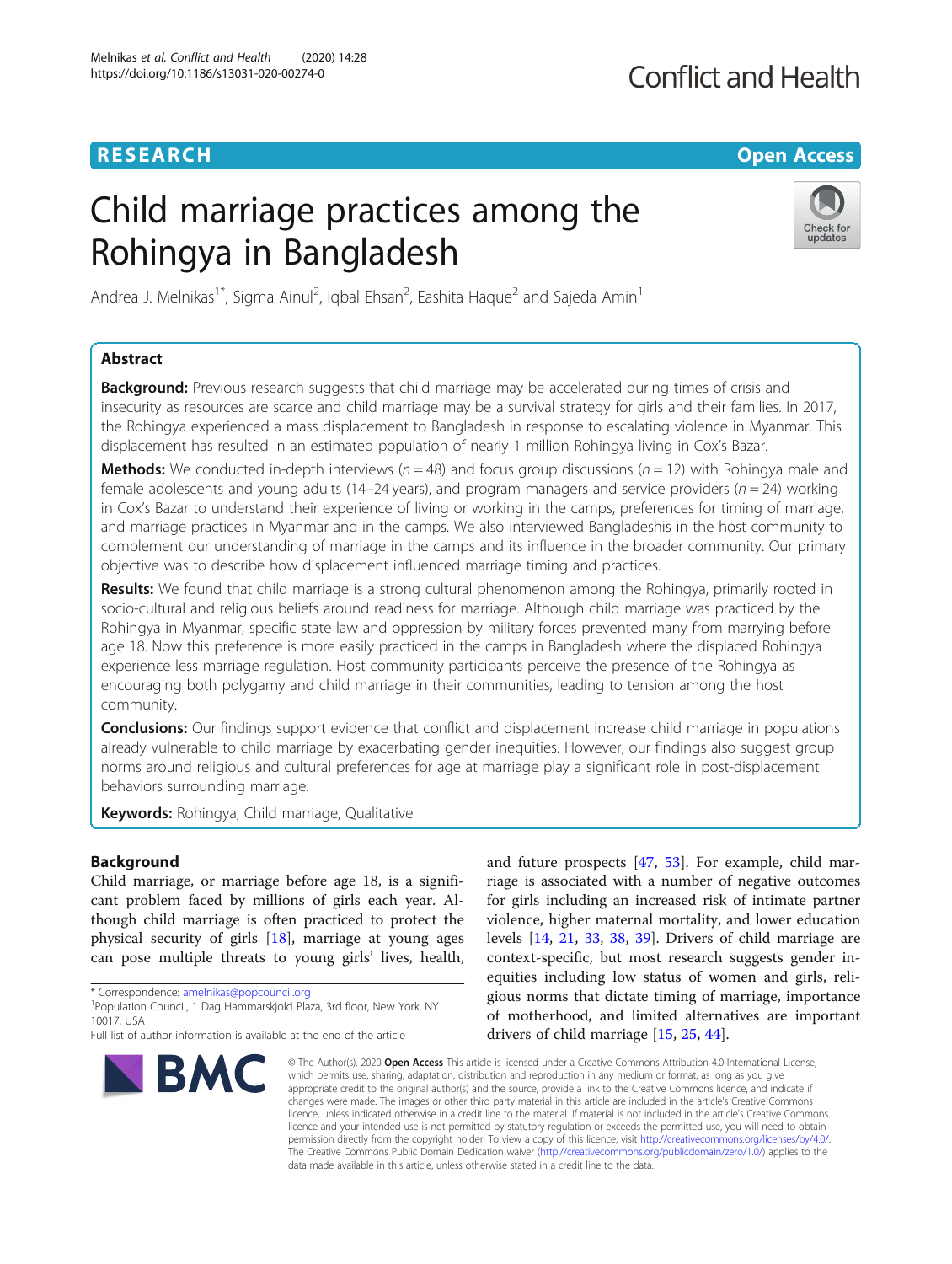RESEARCH

Open Access

# Child marriage practices among the Rohingya in Bangladesh

Andrea J. Melnikas[1*], Sigma Ainul[2], Iqbal Ehsan[2], Eashita Haque[2] and Sajeda Amin[1]

## Abstract

**Background:** Previous research suggests that child marriage may be accelerated during times of crisis and insecurity as resources are scarce and child marriage may be a survival strategy for girls and their families. In 2017, the Rohingya experienced a mass displacement to Bangladesh in response to escalating violence in Myanmar. This displacement has resulted in an estimated population of nearly 1 million Rohingya living in Cox's Bazar.

**Methods:** We conducted in-depth interviews ($n = 48$) and focus group discussions ($n = 12$) with Rohingya male and female adolescents and young adults (14–24 years), and program managers and service providers ($n = 24$) working in Cox's Bazar to understand their experience of living or working in the camps, preferences for timing of marriage, and marriage practices in Myanmar and in the camps. We also interviewed Bangladeshis in the host community to complement our understanding of marriage in the camps and its influence in the broader community. Our primary objective was to describe how displacement influenced marriage timing and practices.

**Results:** We found that child marriage is a strong cultural phenomenon among the Rohingya, primarily rooted in socio-cultural and religious beliefs around readiness for marriage. Although child marriage was practiced by the Rohingya in Myanmar, specific state law and oppression by military forces prevented many from marrying before age 18. Now this preference is more easily practiced in the camps in Bangladesh where the displaced Rohingya experience less marriage regulation. Host community participants perceive the presence of the Rohingya as encouraging both polygamy and child marriage in their communities, leading to tension among the host community.

**Conclusions:** Our findings support evidence that conflict and displacement increase child marriage in populations already vulnerable to child marriage by exacerbating gender inequities. However, our findings also suggest group norms around religious and cultural preferences for age at marriage play a significant role in post-displacement behaviors surrounding marriage.

**Keywords:** Rohingya, Child marriage, Qualitative

## Background

Child marriage, or marriage before age 18, is a significant problem faced by millions of girls each year. Although child marriage is often practiced to protect the physical security of girls [18], marriage at young ages can pose multiple threats to young girls' lives, health, and future prospects [47, 53]. For example, child marriage is associated with a number of negative outcomes for girls including an increased risk of intimate partner violence, higher maternal mortality, and lower education levels [14, 21, 33, 38, 39]. Drivers of child marriage are context-specific, but most research suggests gender inequities including low status of women and girls, religious norms that dictate timing of marriage, importance of motherhood, and limited alternatives are important drivers of child marriage [15, 25, 44].

\* Correspondence: amelnikas@popcouncil.org
[1]Population Council, 1 Dag Hammarskjold Plaza, 3rd floor, New York, NY 10017, USA
Full list of author information is available at the end of the article

© The Author(s). 2020 **Open Access** This article is licensed under a Creative Commons Attribution 4.0 International License, which permits use, sharing, adaptation, distribution and reproduction in any medium or format, as long as you give appropriate credit to the original author(s) and the source, provide a link to the Creative Commons licence, and indicate if changes were made. The images or other third party material in this article are included in the article's Creative Commons licence, unless indicated otherwise in a credit line to the material. If material is not included in the article's Creative Commons licence and your intended use is not permitted by statutory regulation or exceeds the permitted use, you will need to obtain permission directly from the copyright holder. To view a copy of this licence, visit http://creativecommons.org/licenses/by/4.0/. The Creative Commons Public Domain Dedication waiver (http://creativecommons.org/publicdomain/zero/1.0/) applies to the data made available in this article, unless otherwise stated in a credit line to the data.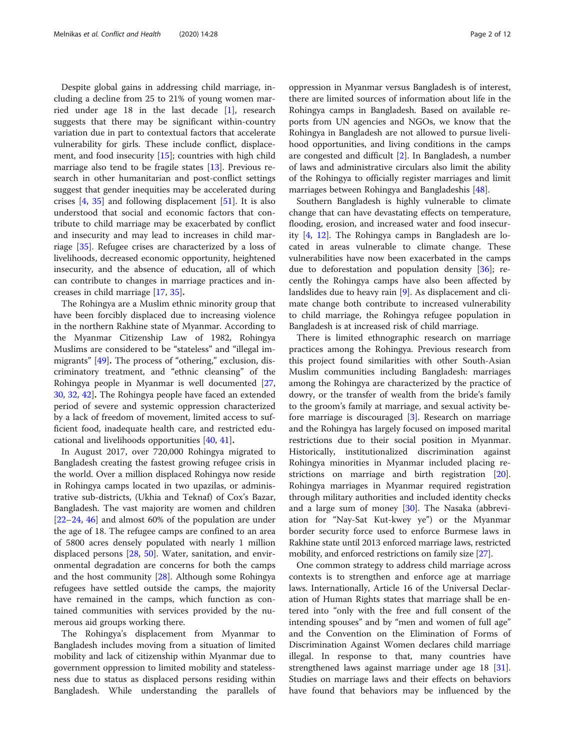Despite global gains in addressing child marriage, including a decline from 25 to 21% of young women married under age 18 in the last decade [1], research suggests that there may be significant within-country variation due in part to contextual factors that accelerate vulnerability for girls. These include conflict, displacement, and food insecurity [15]; countries with high child marriage also tend to be fragile states [13]. Previous research in other humanitarian and post-conflict settings suggest that gender inequities may be accelerated during crises [4, 35] and following displacement [51]. It is also understood that social and economic factors that contribute to child marriage may be exacerbated by conflict and insecurity and may lead to increases in child marriage [35]. Refugee crises are characterized by a loss of livelihoods, decreased economic opportunity, heightened insecurity, and the absence of education, all of which can contribute to changes in marriage practices and increases in child marriage [17, 35].

The Rohingya are a Muslim ethnic minority group that have been forcibly displaced due to increasing violence in the northern Rakhine state of Myanmar. According to the Myanmar Citizenship Law of 1982, Rohingya Muslims are considered to be "stateless" and "illegal immigrants" [49]. The process of "othering," exclusion, discriminatory treatment, and "ethnic cleansing" of the Rohingya people in Myanmar is well documented [27, 30, 32, 42]. The Rohingya people have faced an extended period of severe and systemic oppression characterized by a lack of freedom of movement, limited access to sufficient food, inadequate health care, and restricted educational and livelihoods opportunities [40, 41].

In August 2017, over 720,000 Rohingya migrated to Bangladesh creating the fastest growing refugee crisis in the world. Over a million displaced Rohingya now reside in Rohingya camps located in two upazilas, or administrative sub-districts, (Ukhia and Teknaf) of Cox's Bazar, Bangladesh. The vast majority are women and children [22–24, 46] and almost 60% of the population are under the age of 18. The refugee camps are confined to an area of 5800 acres densely populated with nearly 1 million displaced persons [28, 50]. Water, sanitation, and environmental degradation are concerns for both the camps and the host community [28]. Although some Rohingya refugees have settled outside the camps, the majority have remained in the camps, which function as contained communities with services provided by the numerous aid groups working there.

The Rohingya's displacement from Myanmar to Bangladesh includes moving from a situation of limited mobility and lack of citizenship within Myanmar due to government oppression to limited mobility and statelessness due to status as displaced persons residing within Bangladesh. While understanding the parallels of oppression in Myanmar versus Bangladesh is of interest, there are limited sources of information about life in the Rohingya camps in Bangladesh. Based on available reports from UN agencies and NGOs, we know that the Rohingya in Bangladesh are not allowed to pursue livelihood opportunities, and living conditions in the camps are congested and difficult [2]. In Bangladesh, a number of laws and administrative circulars also limit the ability of the Rohingya to officially register marriages and limit marriages between Rohingya and Bangladeshis [48].

Southern Bangladesh is highly vulnerable to climate change that can have devastating effects on temperature, flooding, erosion, and increased water and food insecurity [4, 12]. The Rohingya camps in Bangladesh are located in areas vulnerable to climate change. These vulnerabilities have now been exacerbated in the camps due to deforestation and population density [36]; recently the Rohingya camps have also been affected by landslides due to heavy rain [9]. As displacement and climate change both contribute to increased vulnerability to child marriage, the Rohingya refugee population in Bangladesh is at increased risk of child marriage.

There is limited ethnographic research on marriage practices among the Rohingya. Previous research from this project found similarities with other South-Asian Muslim communities including Bangladesh: marriages among the Rohingya are characterized by the practice of dowry, or the transfer of wealth from the bride's family to the groom's family at marriage, and sexual activity before marriage is discouraged [3]. Research on marriage and the Rohingya has largely focused on imposed marital restrictions due to their social position in Myanmar. Historically, institutionalized discrimination against Rohingya minorities in Myanmar included placing restrictions on marriage and birth registration [20]. Rohingya marriages in Myanmar required registration through military authorities and included identity checks and a large sum of money [30]. The Nasaka (abbreviation for "Nay-Sat Kut-kwey ye") or the Myanmar border security force used to enforce Burmese laws in Rakhine state until 2013 enforced marriage laws, restricted mobility, and enforced restrictions on family size [27].

One common strategy to address child marriage across contexts is to strengthen and enforce age at marriage laws. Internationally, Article 16 of the Universal Declaration of Human Rights states that marriage shall be entered into "only with the free and full consent of the intending spouses" and by "men and women of full age" and the Convention on the Elimination of Forms of Discrimination Against Women declares child marriage illegal. In response to that, many countries have strengthened laws against marriage under age 18 [31]. Studies on marriage laws and their effects on behaviors have found that behaviors may be influenced by the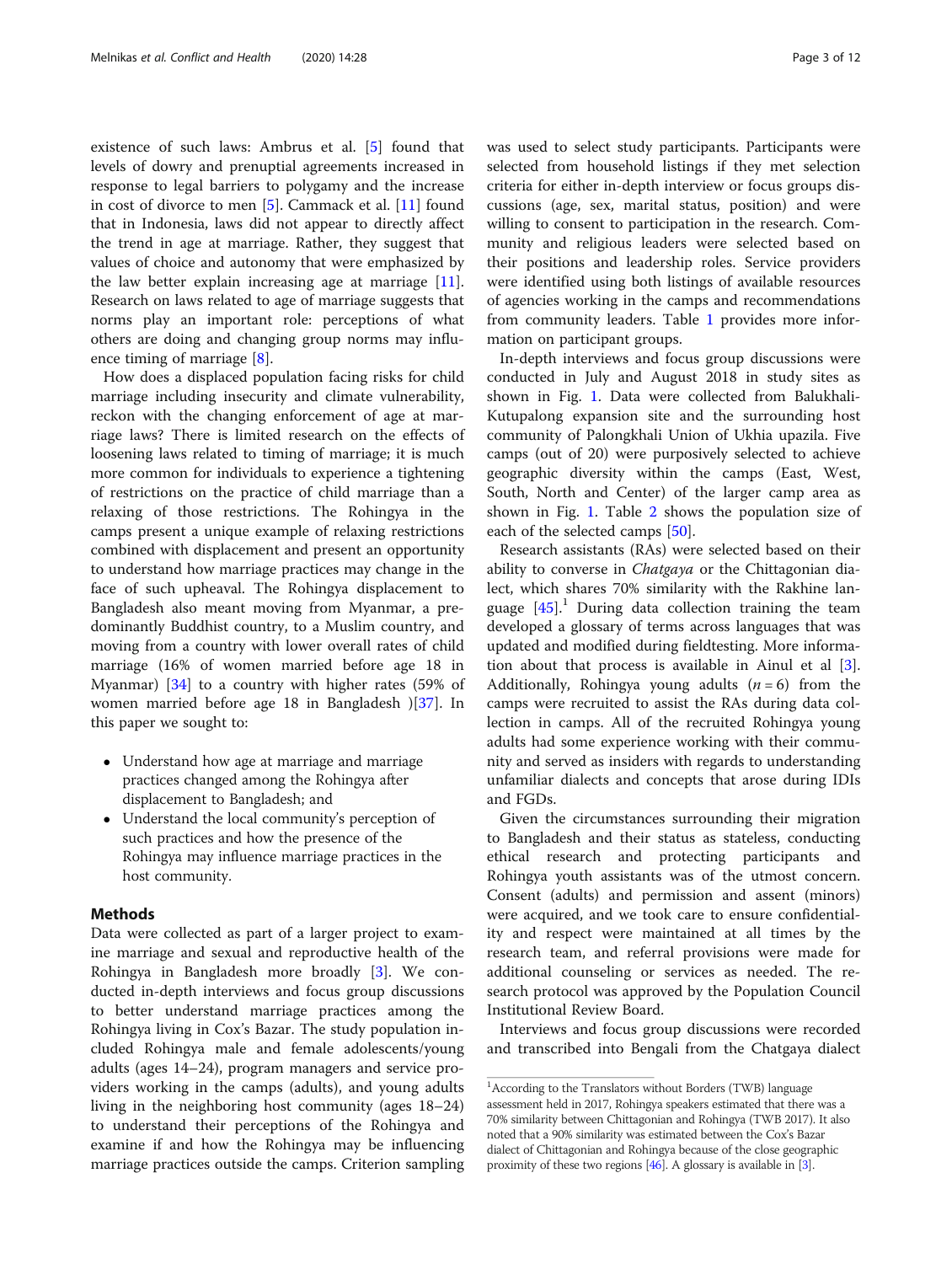existence of such laws: Ambrus et al. [5] found that levels of dowry and prenuptial agreements increased in response to legal barriers to polygamy and the increase in cost of divorce to men [5]. Cammack et al. [11] found that in Indonesia, laws did not appear to directly affect the trend in age at marriage. Rather, they suggest that values of choice and autonomy that were emphasized by the law better explain increasing age at marriage [11]. Research on laws related to age of marriage suggests that norms play an important role: perceptions of what others are doing and changing group norms may influence timing of marriage [8].

How does a displaced population facing risks for child marriage including insecurity and climate vulnerability, reckon with the changing enforcement of age at marriage laws? There is limited research on the effects of loosening laws related to timing of marriage; it is much more common for individuals to experience a tightening of restrictions on the practice of child marriage than a relaxing of those restrictions. The Rohingya in the camps present a unique example of relaxing restrictions combined with displacement and present an opportunity to understand how marriage practices may change in the face of such upheaval. The Rohingya displacement to Bangladesh also meant moving from Myanmar, a predominantly Buddhist country, to a Muslim country, and moving from a country with lower overall rates of child marriage (16% of women married before age 18 in Myanmar) [34] to a country with higher rates (59% of women married before age 18 in Bangladesh )[37]. In this paper we sought to:

- Understand how age at marriage and marriage practices changed among the Rohingya after displacement to Bangladesh; and
- Understand the local community's perception of such practices and how the presence of the Rohingya may influence marriage practices in the host community.

## Methods

Data were collected as part of a larger project to examine marriage and sexual and reproductive health of the Rohingya in Bangladesh more broadly [3]. We conducted in-depth interviews and focus group discussions to better understand marriage practices among the Rohingya living in Cox's Bazar. The study population included Rohingya male and female adolescents/young adults (ages 14–24), program managers and service providers working in the camps (adults), and young adults living in the neighboring host community (ages 18–24) to understand their perceptions of the Rohingya and examine if and how the Rohingya may be influencing marriage practices outside the camps. Criterion sampling was used to select study participants. Participants were selected from household listings if they met selection criteria for either in-depth interview or focus groups discussions (age, sex, marital status, position) and were willing to consent to participation in the research. Community and religious leaders were selected based on their positions and leadership roles. Service providers were identified using both listings of available resources of agencies working in the camps and recommendations from community leaders. Table 1 provides more information on participant groups.

In-depth interviews and focus group discussions were conducted in July and August 2018 in study sites as shown in Fig. 1. Data were collected from Balukhali-Kutupalong expansion site and the surrounding host community of Palongkhali Union of Ukhia upazila. Five camps (out of 20) were purposively selected to achieve geographic diversity within the camps (East, West, South, North and Center) of the larger camp area as shown in Fig. 1. Table 2 shows the population size of each of the selected camps [50].

Research assistants (RAs) were selected based on their ability to converse in *Chatgaya* or the Chittagonian dialect, which shares 70% similarity with the Rakhine language [45].[1] During data collection training the team developed a glossary of terms across languages that was updated and modified during fieldtesting. More information about that process is available in Ainul et al [3]. Additionally, Rohingya young adults ($n = 6$) from the camps were recruited to assist the RAs during data collection in camps. All of the recruited Rohingya young adults had some experience working with their community and served as insiders with regards to understanding unfamiliar dialects and concepts that arose during IDIs and FGDs.

Given the circumstances surrounding their migration to Bangladesh and their status as stateless, conducting ethical research and protecting participants and Rohingya youth assistants was of the utmost concern. Consent (adults) and permission and assent (minors) were acquired, and we took care to ensure confidentiality and respect were maintained at all times by the research team, and referral provisions were made for additional counseling or services as needed. The research protocol was approved by the Population Council Institutional Review Board.

Interviews and focus group discussions were recorded and transcribed into Bengali from the Chatgaya dialect

---

[1] According to the Translators without Borders (TWB) language assessment held in 2017, Rohingya speakers estimated that there was a 70% similarity between Chittagonian and Rohingya (TWB 2017). It also noted that a 90% similarity was estimated between the Cox's Bazar dialect of Chittagonian and Rohingya because of the close geographic proximity of these two regions [46]. A glossary is available in [3].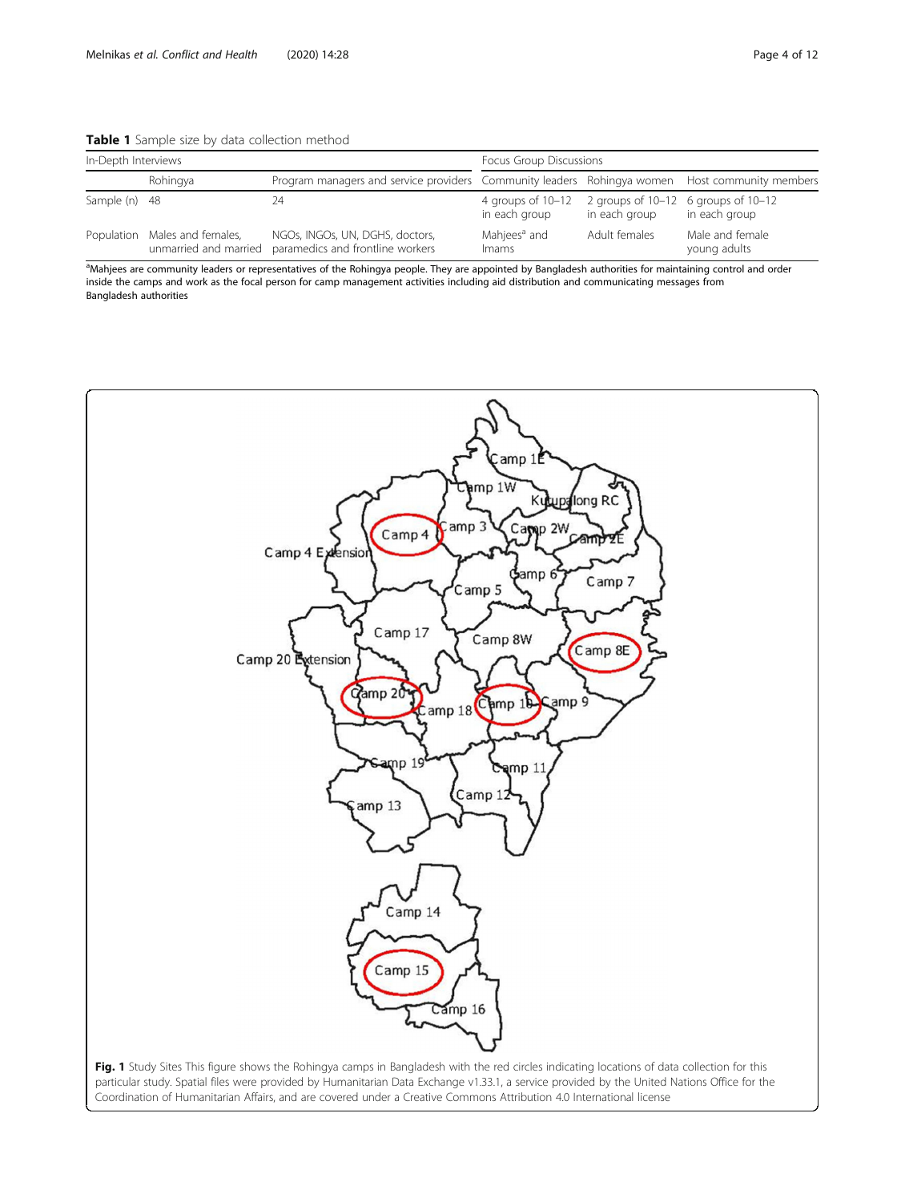**Table 1** Sample size by data collection method

| In-Depth Interviews | | | Focus Group Discussions | | |
|---|---|---|---|---|---|
| | Rohingya | Program managers and service providers | Community leaders | Rohingya women | Host community members |
| Sample (n) | 48 | 24 | 4 groups of 10–12 in each group | 2 groups of 10–12 in each group | 6 groups of 10–12 in each group |
| Population | Males and females, unmarried and married | NGOs, INGOs, UN, DGHS, doctors, paramedics and frontline workers | Mahjees[a] and Imams | Adult females | Male and female young adults |

[a]Mahjees are community leaders or representatives of the Rohingya people. They are appointed by Bangladesh authorities for maintaining control and order inside the camps and work as the focal person for camp management activities including aid distribution and communicating messages from Bangladesh authorities

**Fig. 1** Study Sites This figure shows the Rohingya camps in Bangladesh with the red circles indicating locations of data collection for this particular study. Spatial files were provided by Humanitarian Data Exchange v1.33.1, a service provided by the United Nations Office for the Coordination of Humanitarian Affairs, and are covered under a Creative Commons Attribution 4.0 International license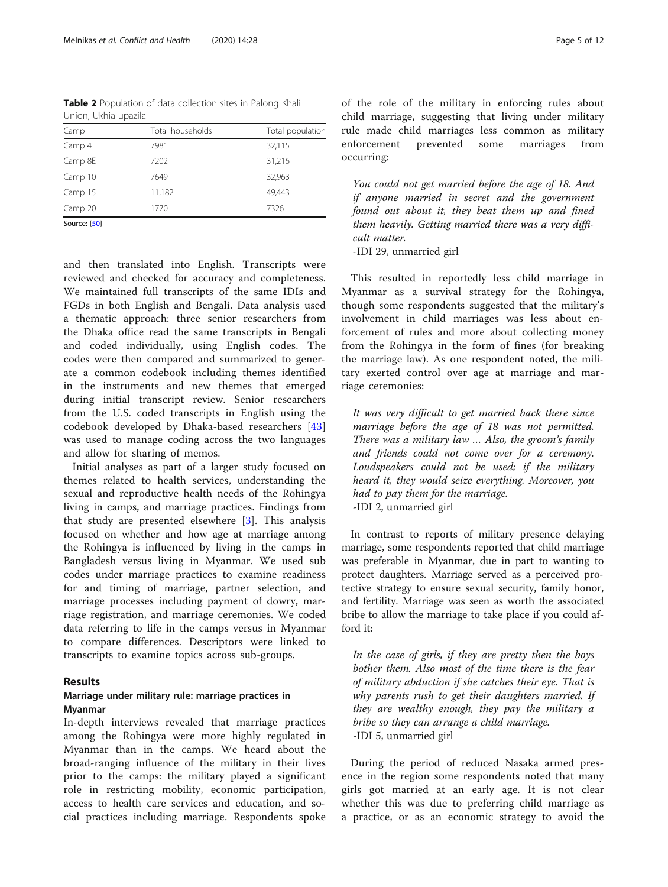**Table 2** Population of data collection sites in Palong Khali Union, Ukhia upazila

| Camp | Total households | Total population |
| --- | --- | --- |
| Camp 4 | 7981 | 32,115 |
| Camp 8E | 7202 | 31,216 |
| Camp 10 | 7649 | 32,963 |
| Camp 15 | 11,182 | 49,443 |
| Camp 20 | 1770 | 7326 |

Source: [50]

and then translated into English. Transcripts were reviewed and checked for accuracy and completeness. We maintained full transcripts of the same IDIs and FGDs in both English and Bengali. Data analysis used a thematic approach: three senior researchers from the Dhaka office read the same transcripts in Bengali and coded individually, using English codes. The codes were then compared and summarized to generate a common codebook including themes identified in the instruments and new themes that emerged during initial transcript review. Senior researchers from the U.S. coded transcripts in English using the codebook developed by Dhaka-based researchers [43] was used to manage coding across the two languages and allow for sharing of memos.

Initial analyses as part of a larger study focused on themes related to health services, understanding the sexual and reproductive health needs of the Rohingya living in camps, and marriage practices. Findings from that study are presented elsewhere [3]. This analysis focused on whether and how age at marriage among the Rohingya is influenced by living in the camps in Bangladesh versus living in Myanmar. We used sub codes under marriage practices to examine readiness for and timing of marriage, partner selection, and marriage processes including payment of dowry, marriage registration, and marriage ceremonies. We coded data referring to life in the camps versus in Myanmar to compare differences. Descriptors were linked to transcripts to examine topics across sub-groups.

## Results

### Marriage under military rule: marriage practices in Myanmar

In-depth interviews revealed that marriage practices among the Rohingya were more highly regulated in Myanmar than in the camps. We heard about the broad-ranging influence of the military in their lives prior to the camps: the military played a significant role in restricting mobility, economic participation, access to health care services and education, and social practices including marriage. Respondents spoke of the role of the military in enforcing rules about child marriage, suggesting that living under military rule made child marriages less common as military enforcement prevented some marriages from occurring:

> *You could not get married before the age of 18. And if anyone married in secret and the government found out about it, they beat them up and fined them heavily. Getting married there was a very difficult matter.*
> -IDI 29, unmarried girl

This resulted in reportedly less child marriage in Myanmar as a survival strategy for the Rohingya, though some respondents suggested that the military's involvement in child marriages was less about enforcement of rules and more about collecting money from the Rohingya in the form of fines (for breaking the marriage law). As one respondent noted, the military exerted control over age at marriage and marriage ceremonies:

> *It was very difficult to get married back there since marriage before the age of 18 was not permitted. There was a military law … Also, the groom's family and friends could not come over for a ceremony. Loudspeakers could not be used; if the military heard it, they would seize everything. Moreover, you had to pay them for the marriage.*
> -IDI 2, unmarried girl

In contrast to reports of military presence delaying marriage, some respondents reported that child marriage was preferable in Myanmar, due in part to wanting to protect daughters. Marriage served as a perceived protective strategy to ensure sexual security, family honor, and fertility. Marriage was seen as worth the associated bribe to allow the marriage to take place if you could afford it:

> *In the case of girls, if they are pretty then the boys bother them. Also most of the time there is the fear of military abduction if she catches their eye. That is why parents rush to get their daughters married. If they are wealthy enough, they pay the military a bribe so they can arrange a child marriage.*
> -IDI 5, unmarried girl

During the period of reduced Nasaka armed presence in the region some respondents noted that many girls got married at an early age. It is not clear whether this was due to preferring child marriage as a practice, or as an economic strategy to avoid the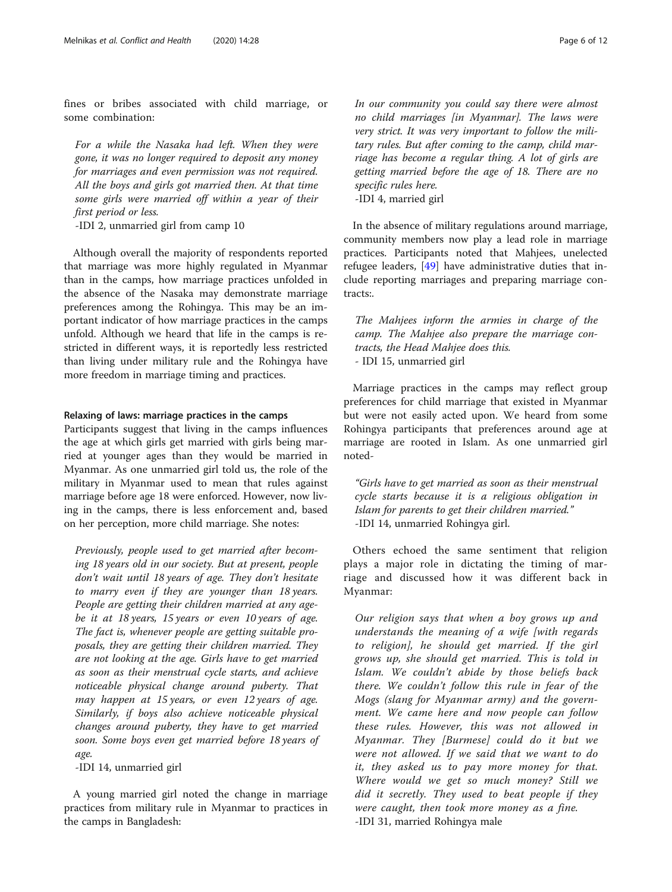fines or bribes associated with child marriage, or some combination:

> *For a while the Nasaka had left. When they were gone, it was no longer required to deposit any money for marriages and even permission was not required. All the boys and girls got married then. At that time some girls were married off within a year of their first period or less.*
> -IDI 2, unmarried girl from camp 10

Although overall the majority of respondents reported that marriage was more highly regulated in Myanmar than in the camps, how marriage practices unfolded in the absence of the Nasaka may demonstrate marriage preferences among the Rohingya. This may be an important indicator of how marriage practices in the camps unfold. Although we heard that life in the camps is restricted in different ways, it is reportedly less restricted than living under military rule and the Rohingya have more freedom in marriage timing and practices.

#### Relaxing of laws: marriage practices in the camps

Participants suggest that living in the camps influences the age at which girls get married with girls being married at younger ages than they would be married in Myanmar. As one unmarried girl told us, the role of the military in Myanmar used to mean that rules against marriage before age 18 were enforced. However, now living in the camps, there is less enforcement and, based on her perception, more child marriage. She notes:

> *Previously, people used to get married after becoming 18 years old in our society. But at present, people don't wait until 18 years of age. They don't hesitate to marry even if they are younger than 18 years. People are getting their children married at any age-be it at 18 years, 15 years or even 10 years of age. The fact is, whenever people are getting suitable proposals, they are getting their children married. They are not looking at the age. Girls have to get married as soon as their menstrual cycle starts, and achieve noticeable physical change around puberty. That may happen at 15 years, or even 12 years of age. Similarly, if boys also achieve noticeable physical changes around puberty, they have to get married soon. Some boys even get married before 18 years of age.*
> -IDI 14, unmarried girl

A young married girl noted the change in marriage practices from military rule in Myanmar to practices in the camps in Bangladesh:

> *In our community you could say there were almost no child marriages [in Myanmar]. The laws were very strict. It was very important to follow the military rules. But after coming to the camp, child marriage has become a regular thing. A lot of girls are getting married before the age of 18. There are no specific rules here.*
> -IDI 4, married girl

In the absence of military regulations around marriage, community members now play a lead role in marriage practices. Participants noted that Mahjees, unelected refugee leaders, [49] have administrative duties that include reporting marriages and preparing marriage contracts:.

> *The Mahjees inform the armies in charge of the camp. The Mahjee also prepare the marriage contracts, the Head Mahjee does this.*
> - IDI 15, unmarried girl

Marriage practices in the camps may reflect group preferences for child marriage that existed in Myanmar but were not easily acted upon. We heard from some Rohingya participants that preferences around age at marriage are rooted in Islam. As one unmarried girl noted-

> *"Girls have to get married as soon as their menstrual cycle starts because it is a religious obligation in Islam for parents to get their children married."*
> -IDI 14, unmarried Rohingya girl.

Others echoed the same sentiment that religion plays a major role in dictating the timing of marriage and discussed how it was different back in Myanmar:

> *Our religion says that when a boy grows up and understands the meaning of a wife [with regards to religion], he should get married. If the girl grows up, she should get married. This is told in Islam. We couldn't abide by those beliefs back there. We couldn't follow this rule in fear of the Mogs (slang for Myanmar army) and the government. We came here and now people can follow these rules. However, this was not allowed in Myanmar. They [Burmese] could do it but we were not allowed. If we said that we want to do it, they asked us to pay more money for that. Where would we get so much money? Still we did it secretly. They used to beat people if they were caught, then took more money as a fine.*
> -IDI 31, married Rohingya male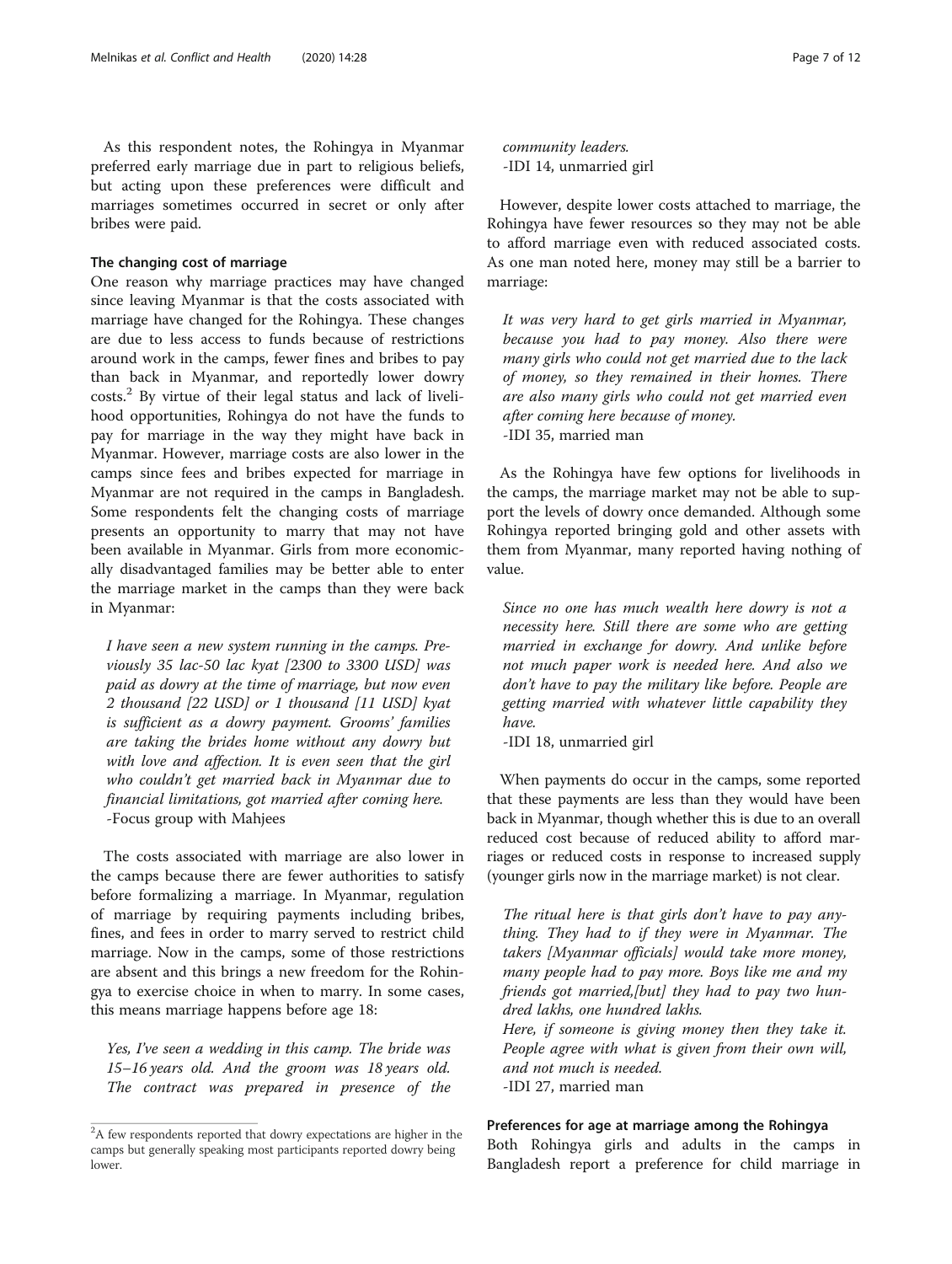As this respondent notes, the Rohingya in Myanmar preferred early marriage due in part to religious beliefs, but acting upon these preferences were difficult and marriages sometimes occurred in secret or only after bribes were paid.

### The changing cost of marriage

One reason why marriage practices may have changed since leaving Myanmar is that the costs associated with marriage have changed for the Rohingya. These changes are due to less access to funds because of restrictions around work in the camps, fewer fines and bribes to pay than back in Myanmar, and reportedly lower dowry costs.[2] By virtue of their legal status and lack of livelihood opportunities, Rohingya do not have the funds to pay for marriage in the way they might have back in Myanmar. However, marriage costs are also lower in the camps since fees and bribes expected for marriage in Myanmar are not required in the camps in Bangladesh. Some respondents felt the changing costs of marriage presents an opportunity to marry that may not have been available in Myanmar. Girls from more economically disadvantaged families may be better able to enter the marriage market in the camps than they were back in Myanmar:

> *I have seen a new system running in the camps. Previously 35 lac-50 lac kyat [2300 to 3300 USD] was paid as dowry at the time of marriage, but now even 2 thousand [22 USD] or 1 thousand [11 USD] kyat is sufficient as a dowry payment. Grooms' families are taking the brides home without any dowry but with love and affection. It is even seen that the girl who couldn't get married back in Myanmar due to financial limitations, got married after coming here.*
> -Focus group with Mahjees

The costs associated with marriage are also lower in the camps because there are fewer authorities to satisfy before formalizing a marriage. In Myanmar, regulation of marriage by requiring payments including bribes, fines, and fees in order to marry served to restrict child marriage. Now in the camps, some of those restrictions are absent and this brings a new freedom for the Rohingya to exercise choice in when to marry. In some cases, this means marriage happens before age 18:

> *Yes, I've seen a wedding in this camp. The bride was 15–16 years old. And the groom was 18 years old. The contract was prepared in presence of the community leaders.*
> -IDI 14, unmarried girl

However, despite lower costs attached to marriage, the Rohingya have fewer resources so they may not be able to afford marriage even with reduced associated costs. As one man noted here, money may still be a barrier to marriage:

> *It was very hard to get girls married in Myanmar, because you had to pay money. Also there were many girls who could not get married due to the lack of money, so they remained in their homes. There are also many girls who could not get married even after coming here because of money.*
> -IDI 35, married man

As the Rohingya have few options for livelihoods in the camps, the marriage market may not be able to support the levels of dowry once demanded. Although some Rohingya reported bringing gold and other assets with them from Myanmar, many reported having nothing of value.

> *Since no one has much wealth here dowry is not a necessity here. Still there are some who are getting married in exchange for dowry. And unlike before not much paper work is needed here. And also we don't have to pay the military like before. People are getting married with whatever little capability they have.*
> -IDI 18, unmarried girl

When payments do occur in the camps, some reported that these payments are less than they would have been back in Myanmar, though whether this is due to an overall reduced cost because of reduced ability to afford marriages or reduced costs in response to increased supply (younger girls now in the marriage market) is not clear.

> *The ritual here is that girls don't have to pay anything. They had to if they were in Myanmar. The takers [Myanmar officials] would take more money, many people had to pay more. Boys like me and my friends got married,[but] they had to pay two hundred lakhs, one hundred lakhs.*
> *Here, if someone is giving money then they take it. People agree with what is given from their own will, and not much is needed.*
> -IDI 27, married man

### Preferences for age at marriage among the Rohingya

Both Rohingya girls and adults in the camps in Bangladesh report a preference for child marriage in

---

[2] A few respondents reported that dowry expectations are higher in the camps but generally speaking most participants reported dowry being lower.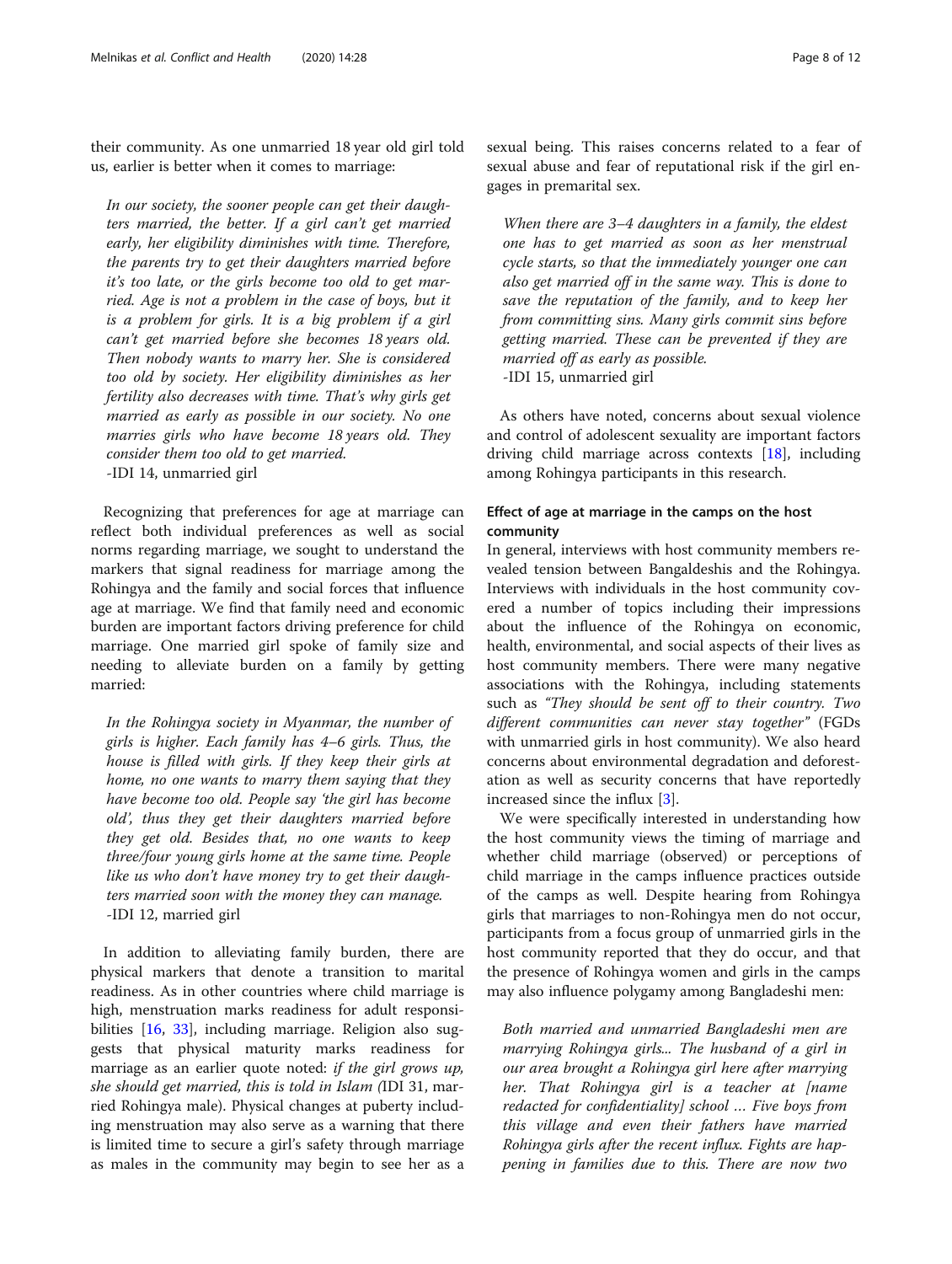their community. As one unmarried 18 year old girl told us, earlier is better when it comes to marriage:

> *In our society, the sooner people can get their daughters married, the better. If a girl can't get married early, her eligibility diminishes with time. Therefore, the parents try to get their daughters married before it's too late, or the girls become too old to get married. Age is not a problem in the case of boys, but it is a problem for girls. It is a big problem if a girl can't get married before she becomes 18 years old. Then nobody wants to marry her. She is considered too old by society. Her eligibility diminishes as her fertility also decreases with time. That's why girls get married as early as possible in our society. No one marries girls who have become 18 years old. They consider them too old to get married.*
> -IDI 14, unmarried girl

Recognizing that preferences for age at marriage can reflect both individual preferences as well as social norms regarding marriage, we sought to understand the markers that signal readiness for marriage among the Rohingya and the family and social forces that influence age at marriage. We find that family need and economic burden are important factors driving preference for child marriage. One married girl spoke of family size and needing to alleviate burden on a family by getting married:

> *In the Rohingya society in Myanmar, the number of girls is higher. Each family has 4–6 girls. Thus, the house is filled with girls. If they keep their girls at home, no one wants to marry them saying that they have become too old. People say 'the girl has become old', thus they get their daughters married before they get old. Besides that, no one wants to keep three/four young girls home at the same time. People like us who don't have money try to get their daughters married soon with the money they can manage.*
> -IDI 12, married girl

In addition to alleviating family burden, there are physical markers that denote a transition to marital readiness. As in other countries where child marriage is high, menstruation marks readiness for adult responsibilities [16, 33], including marriage. Religion also suggests that physical maturity marks readiness for marriage as an earlier quote noted: *if the girl grows up, she should get married, this is told in Islam (*IDI 31, married Rohingya male). Physical changes at puberty including menstruation may also serve as a warning that there is limited time to secure a girl's safety through marriage as males in the community may begin to see her as a sexual being. This raises concerns related to a fear of sexual abuse and fear of reputational risk if the girl engages in premarital sex.

> *When there are 3–4 daughters in a family, the eldest one has to get married as soon as her menstrual cycle starts, so that the immediately younger one can also get married off in the same way. This is done to save the reputation of the family, and to keep her from committing sins. Many girls commit sins before getting married. These can be prevented if they are married off as early as possible.*
> -IDI 15, unmarried girl

As others have noted, concerns about sexual violence and control of adolescent sexuality are important factors driving child marriage across contexts [18], including among Rohingya participants in this research.

### Effect of age at marriage in the camps on the host community

In general, interviews with host community members revealed tension between Bangaldeshis and the Rohingya. Interviews with individuals in the host community covered a number of topics including their impressions about the influence of the Rohingya on economic, health, environmental, and social aspects of their lives as host community members. There were many negative associations with the Rohingya, including statements such as *"They should be sent off to their country. Two different communities can never stay together"* (FGDs with unmarried girls in host community). We also heard concerns about environmental degradation and deforestation as well as security concerns that have reportedly increased since the influx [3].

We were specifically interested in understanding how the host community views the timing of marriage and whether child marriage (observed) or perceptions of child marriage in the camps influence practices outside of the camps as well. Despite hearing from Rohingya girls that marriages to non-Rohingya men do not occur, participants from a focus group of unmarried girls in the host community reported that they do occur, and that the presence of Rohingya women and girls in the camps may also influence polygamy among Bangladeshi men:

> *Both married and unmarried Bangladeshi men are marrying Rohingya girls... The husband of a girl in our area brought a Rohingya girl here after marrying her. That Rohingya girl is a teacher at [name redacted for confidentiality] school … Five boys from this village and even their fathers have married Rohingya girls after the recent influx. Fights are happening in families due to this. There are now two*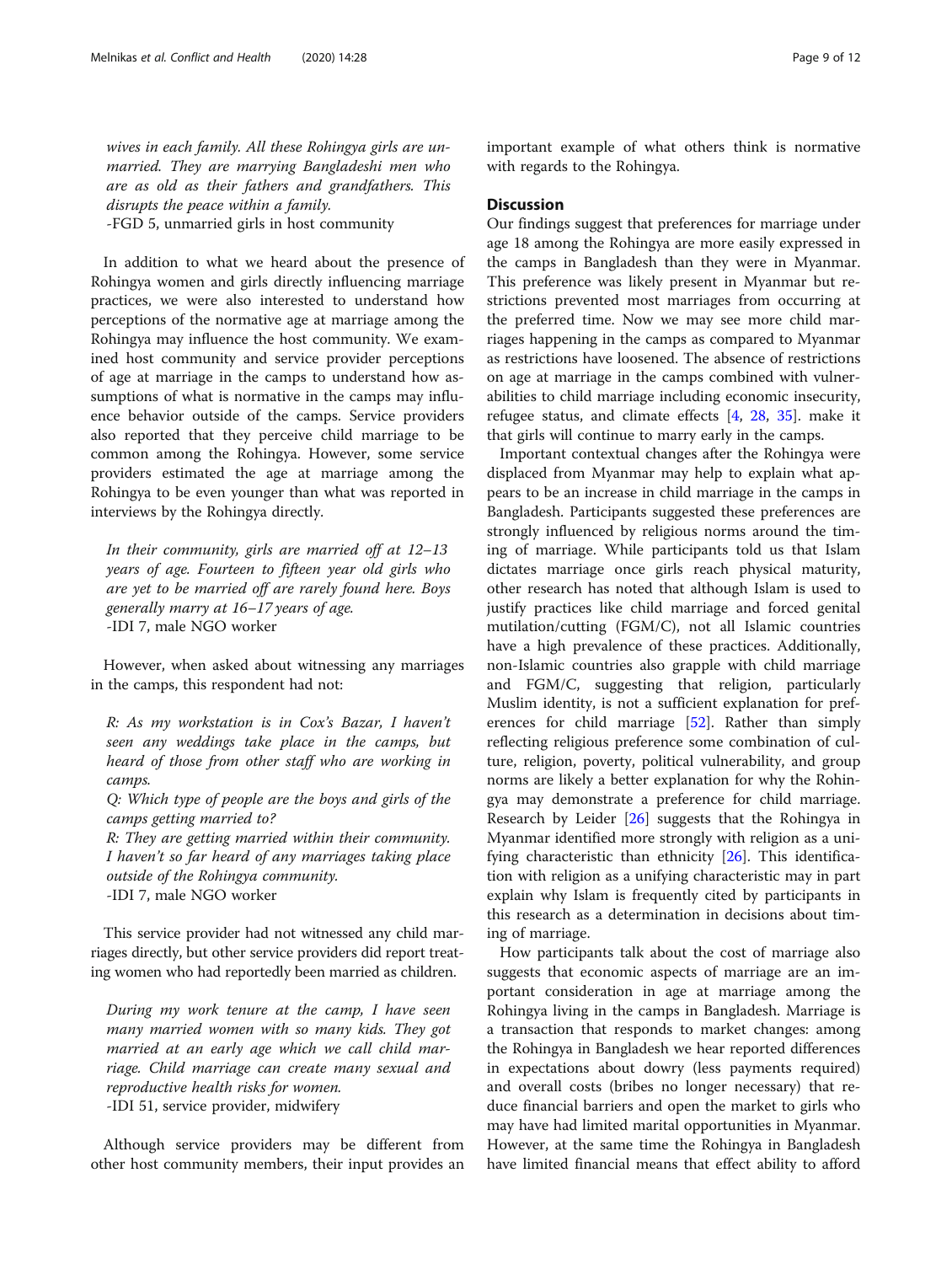*wives in each family. All these Rohingya girls are unmarried. They are marrying Bangladeshi men who are as old as their fathers and grandfathers. This disrupts the peace within a family.*
-FGD 5, unmarried girls in host community

In addition to what we heard about the presence of Rohingya women and girls directly influencing marriage practices, we were also interested to understand how perceptions of the normative age at marriage among the Rohingya may influence the host community. We examined host community and service provider perceptions of age at marriage in the camps to understand how assumptions of what is normative in the camps may influence behavior outside of the camps. Service providers also reported that they perceive child marriage to be common among the Rohingya. However, some service providers estimated the age at marriage among the Rohingya to be even younger than what was reported in interviews by the Rohingya directly.

*In their community, girls are married off at 12–13 years of age. Fourteen to fifteen year old girls who are yet to be married off are rarely found here. Boys generally marry at 16–17 years of age.*
-IDI 7, male NGO worker

However, when asked about witnessing any marriages in the camps, this respondent had not:

*R: As my workstation is in Cox's Bazar, I haven't seen any weddings take place in the camps, but heard of those from other staff who are working in camps.*
*Q: Which type of people are the boys and girls of the camps getting married to?*
*R: They are getting married within their community. I haven't so far heard of any marriages taking place outside of the Rohingya community.*
-IDI 7, male NGO worker

This service provider had not witnessed any child marriages directly, but other service providers did report treating women who had reportedly been married as children.

*During my work tenure at the camp, I have seen many married women with so many kids. They got married at an early age which we call child marriage. Child marriage can create many sexual and reproductive health risks for women.*
-IDI 51, service provider, midwifery

Although service providers may be different from other host community members, their input provides an important example of what others think is normative with regards to the Rohingya.

## Discussion

Our findings suggest that preferences for marriage under age 18 among the Rohingya are more easily expressed in the camps in Bangladesh than they were in Myanmar. This preference was likely present in Myanmar but restrictions prevented most marriages from occurring at the preferred time. Now we may see more child marriages happening in the camps as compared to Myanmar as restrictions have loosened. The absence of restrictions on age at marriage in the camps combined with vulnerabilities to child marriage including economic insecurity, refugee status, and climate effects [4, 28, 35]. make it that girls will continue to marry early in the camps.

Important contextual changes after the Rohingya were displaced from Myanmar may help to explain what appears to be an increase in child marriage in the camps in Bangladesh. Participants suggested these preferences are strongly influenced by religious norms around the timing of marriage. While participants told us that Islam dictates marriage once girls reach physical maturity, other research has noted that although Islam is used to justify practices like child marriage and forced genital mutilation/cutting (FGM/C), not all Islamic countries have a high prevalence of these practices. Additionally, non-Islamic countries also grapple with child marriage and FGM/C, suggesting that religion, particularly Muslim identity, is not a sufficient explanation for preferences for child marriage [52]. Rather than simply reflecting religious preference some combination of culture, religion, poverty, political vulnerability, and group norms are likely a better explanation for why the Rohingya may demonstrate a preference for child marriage. Research by Leider [26] suggests that the Rohingya in Myanmar identified more strongly with religion as a unifying characteristic than ethnicity [26]. This identification with religion as a unifying characteristic may in part explain why Islam is frequently cited by participants in this research as a determination in decisions about timing of marriage.

How participants talk about the cost of marriage also suggests that economic aspects of marriage are an important consideration in age at marriage among the Rohingya living in the camps in Bangladesh. Marriage is a transaction that responds to market changes: among the Rohingya in Bangladesh we hear reported differences in expectations about dowry (less payments required) and overall costs (bribes no longer necessary) that reduce financial barriers and open the market to girls who may have had limited marital opportunities in Myanmar. However, at the same time the Rohingya in Bangladesh have limited financial means that effect ability to afford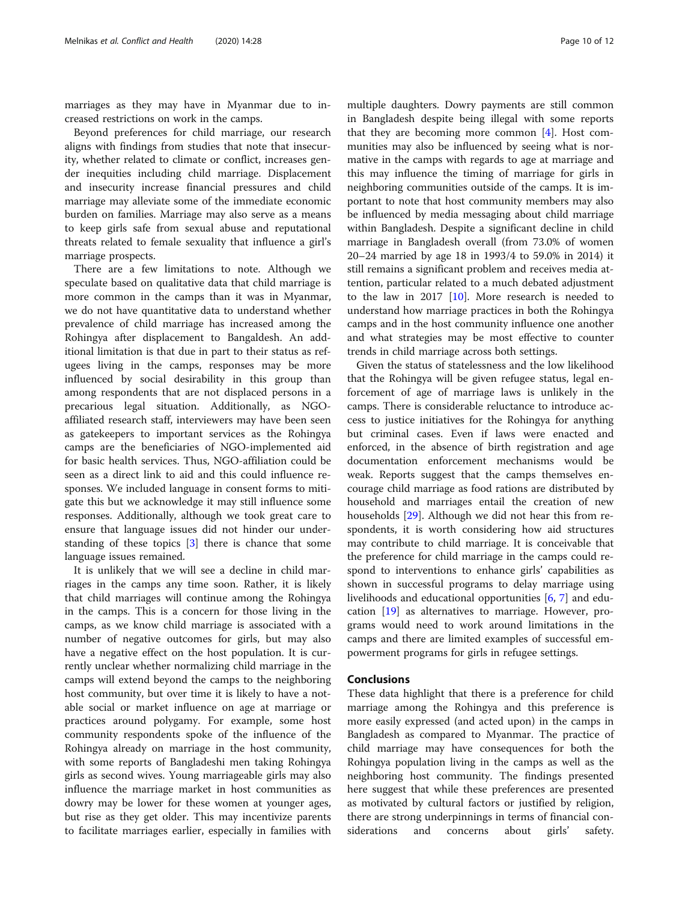marriages as they may have in Myanmar due to increased restrictions on work in the camps.

Beyond preferences for child marriage, our research aligns with findings from studies that note that insecurity, whether related to climate or conflict, increases gender inequities including child marriage. Displacement and insecurity increase financial pressures and child marriage may alleviate some of the immediate economic burden on families. Marriage may also serve as a means to keep girls safe from sexual abuse and reputational threats related to female sexuality that influence a girl's marriage prospects.

There are a few limitations to note. Although we speculate based on qualitative data that child marriage is more common in the camps than it was in Myanmar, we do not have quantitative data to understand whether prevalence of child marriage has increased among the Rohingya after displacement to Bangaldesh. An additional limitation is that due in part to their status as refugees living in the camps, responses may be more influenced by social desirability in this group than among respondents that are not displaced persons in a precarious legal situation. Additionally, as NGO-affiliated research staff, interviewers may have been seen as gatekeepers to important services as the Rohingya camps are the beneficiaries of NGO-implemented aid for basic health services. Thus, NGO-affiliation could be seen as a direct link to aid and this could influence responses. We included language in consent forms to mitigate this but we acknowledge it may still influence some responses. Additionally, although we took great care to ensure that language issues did not hinder our understanding of these topics [3] there is chance that some language issues remained.

It is unlikely that we will see a decline in child marriages in the camps any time soon. Rather, it is likely that child marriages will continue among the Rohingya in the camps. This is a concern for those living in the camps, as we know child marriage is associated with a number of negative outcomes for girls, but may also have a negative effect on the host population. It is currently unclear whether normalizing child marriage in the camps will extend beyond the camps to the neighboring host community, but over time it is likely to have a notable social or market influence on age at marriage or practices around polygamy. For example, some host community respondents spoke of the influence of the Rohingya already on marriage in the host community, with some reports of Bangladeshi men taking Rohingya girls as second wives. Young marriageable girls may also influence the marriage market in host communities as dowry may be lower for these women at younger ages, but rise as they get older. This may incentivize parents to facilitate marriages earlier, especially in families with multiple daughters. Dowry payments are still common in Bangladesh despite being illegal with some reports that they are becoming more common [4]. Host communities may also be influenced by seeing what is normative in the camps with regards to age at marriage and this may influence the timing of marriage for girls in neighboring communities outside of the camps. It is important to note that host community members may also be influenced by media messaging about child marriage within Bangladesh. Despite a significant decline in child marriage in Bangladesh overall (from 73.0% of women 20–24 married by age 18 in 1993/4 to 59.0% in 2014) it still remains a significant problem and receives media attention, particular related to a much debated adjustment to the law in 2017 [10]. More research is needed to understand how marriage practices in both the Rohingya camps and in the host community influence one another and what strategies may be most effective to counter trends in child marriage across both settings.

Given the status of statelessness and the low likelihood that the Rohingya will be given refugee status, legal enforcement of age of marriage laws is unlikely in the camps. There is considerable reluctance to introduce access to justice initiatives for the Rohingya for anything but criminal cases. Even if laws were enacted and enforced, in the absence of birth registration and age documentation enforcement mechanisms would be weak. Reports suggest that the camps themselves encourage child marriage as food rations are distributed by household and marriages entail the creation of new households [29]. Although we did not hear this from respondents, it is worth considering how aid structures may contribute to child marriage. It is conceivable that the preference for child marriage in the camps could respond to interventions to enhance girls' capabilities as shown in successful programs to delay marriage using livelihoods and educational opportunities [6, 7] and education [19] as alternatives to marriage. However, programs would need to work around limitations in the camps and there are limited examples of successful empowerment programs for girls in refugee settings.

## Conclusions

These data highlight that there is a preference for child marriage among the Rohingya and this preference is more easily expressed (and acted upon) in the camps in Bangladesh as compared to Myanmar. The practice of child marriage may have consequences for both the Rohingya population living in the camps as well as the neighboring host community. The findings presented here suggest that while these preferences are presented as motivated by cultural factors or justified by religion, there are strong underpinnings in terms of financial considerations and concerns about girls' safety.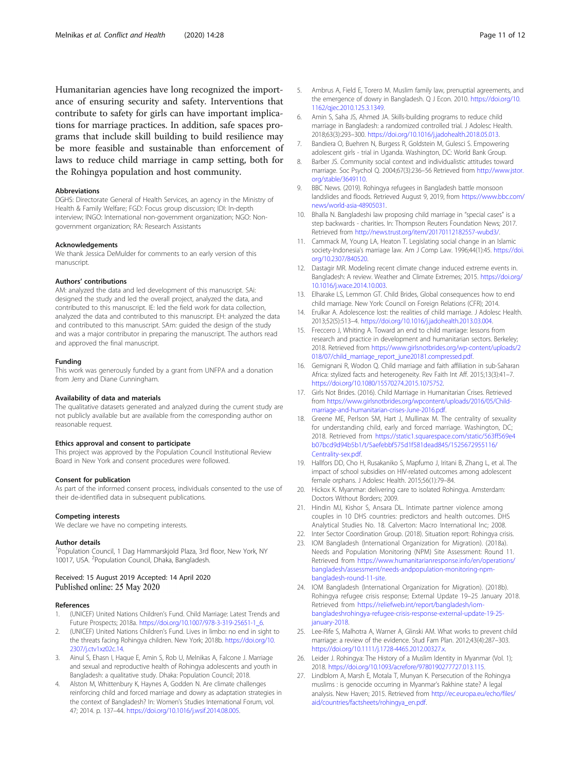Humanitarian agencies have long recognized the importance of ensuring security and safety. Interventions that contribute to safety for girls can have important implications for marriage practices. In addition, safe spaces programs that include skill building to build resilience may be more feasible and sustainable than enforcement of laws to reduce child marriage in camp setting, both for the Rohingya population and host community.

#### Abbreviations

DGHS: Directorate General of Health Services, an agency in the Ministry of Health & Family Welfare; FGD: Focus group discussion; IDI: In-depth interview; INGO: International non-government organization; NGO: Non-government organization; RA: Research Assistants

#### Acknowledgements

We thank Jessica DeMulder for comments to an early version of this manuscript.

#### Authors' contributions

AM: analyzed the data and led development of this manuscript. SAi: designed the study and led the overall project, analyzed the data, and contributed to this manuscript. IE: led the field work for data collection, analyzed the data and contributed to this manuscript. EH: analyzed the data and contributed to this manuscript. SAm: guided the design of the study and was a major contributor in preparing the manuscript. The authors read and approved the final manuscript.

#### Funding

This work was generously funded by a grant from UNFPA and a donation from Jerry and Diane Cunningham.

#### Availability of data and materials

The qualitative datasets generated and analyzed during the current study are not publicly available but are available from the corresponding author on reasonable request.

#### Ethics approval and consent to participate

This project was approved by the Population Council Institutional Review Board in New York and consent procedures were followed.

#### Consent for publication

As part of the informed consent process, individuals consented to the use of their de-identified data in subsequent publications.

#### Competing interests

We declare we have no competing interests.

#### Author details

[1]Population Council, 1 Dag Hammarskjold Plaza, 3rd floor, New York, NY 10017, USA. [2]Population Council, Dhaka, Bangladesh.

Received: 15 August 2019 Accepted: 14 April 2020
Published online: 25 May 2020

#### References

1. (UNICEF) United Nations Children's Fund. Child Marriage: Latest Trends and Future Prospects; 2018a. https://doi.org/10.1007/978-3-319-25651-1_6.
2. (UNICEF) United Nations Children's Fund. Lives in limbo: no end in sight to the threats facing Rohingya children. New York; 2018b. https://doi.org/10.2307/j.ctv1xz02c.14.
3. Ainul S, Ehasn I, Haque E, Amin S, Rob U, Melnikas A, Falcone J. Marriage and sexual and reproductive health of Rohingya adolescents and youth in Bangladesh: a qualitative study. Dhaka: Population Council; 2018.
4. Alston M, Whittenbury K, Haynes A, Godden N. Are climate challenges reinforcing child and forced marriage and dowry as adaptation strategies in the context of Bangladesh? In: Women's Studies International Forum, vol. 47; 2014. p. 137–44. https://doi.org/10.1016/j.wsif.2014.08.005.
5. Ambrus A, Field E, Torero M. Muslim family law, prenuptial agreements, and the emergence of dowry in Bangladesh. Q J Econ. 2010. https://doi.org/10.1162/qjec.2010.125.3.1349.
6. Amin S, Saha JS, Ahmed JA. Skills-building programs to reduce child marriage in Bangladesh: a randomized controlled trial. J Adolesc Health. 2018;63(3):293–300. https://doi.org/10.1016/j.jadohealth.2018.05.013.
7. Bandiera O, Buehren N, Burgess R, Goldstein M, Gulesci S. Empowering adolescent girls - trial in Uganda. Washington, DC: World Bank Group.
8. Barber JS. Community social context and individualistic attitudes toward marriage. Soc Psychol Q. 2004;67(3):236–56 Retrieved from http://www.jstor.org/stable/3649110.
9. BBC News. (2019). Rohingya refugees in Bangladesh battle monsoon landslides and floods. Retrieved August 9, 2019, from https://www.bbc.com/news/world-asia-48905031.
10. Bhalla N. Bangladeshi law proposing child marriage in "special cases" is a step backwards - charities. In: Thompson Reuters Foundation News; 2017. Retrieved from http://news.trust.org/item/20170112182557-wubd3/.
11. Cammack M, Young LA, Heaton T. Legislating social change in an Islamic society-Indonesia's marriage law. Am J Comp Law. 1996;44(1):45. https://doi.org/10.2307/840520.
12. Dastagir MR. Modeling recent climate change induced extreme events in. Bangladesh: A review. Weather and Climate Extremes; 2015. https://doi.org/10.1016/j.wace.2014.10.003.
13. Elharake LS, Lemmon GT. Child Brides, Global consequences how to end child marriage. New York: Council on Foreign Relations (CFR); 2014.
14. Erulkar A. Adolescence lost: the realities of child marriage. J Adolesc Health. 2013;52(5):513–4. https://doi.org/10.1016/j.jadohealth.2013.03.004.
15. Freccero J, Whiting A. Toward an end to child marriage: lessons from research and practice in development and humanitarian sectors. Berkeley; 2018. Retrieved from https://www.girlsnotbrides.org/wp-content/uploads/2018/07/child_marriage_report_june20181.compressed.pdf.
16. Gemignani R, Wodon Q. Child marriage and faith affiliation in sub-Saharan Africa: stylized facts and heterogeneity. Rev Faith Int Aff. 2015;13(3):41–7. https://doi.org/10.1080/15570274.2015.1075752.
17. Girls Not Brides. (2016). Child Marriage in Humanitarian Crises. Retrieved from https://www.girlsnotbrides.org/wpcontent/uploads/2016/05/Child-marriage-and-humanitarian-crises-June-2016.pdf.
18. Greene ME, Perlson SM, Hart J, Mullinax M. The centrality of sexuality for understanding child, early and forced marriage. Washington, DC; 2018. Retrieved from https://static1.squarespace.com/static/563ff569e4b07bcd9d94b5b1/t/5aefebbf575d1f581dead845/1525672955116/Centrality-sex.pdf.
19. Hallfors DD, Cho H, Rusakaniko S, Mapfumo J, Iritani B, Zhang L, et al. The impact of school subsidies on HIV-related outcomes among adolescent female orphans. J Adolesc Health. 2015;56(1):79–84.
20. Hickox K. Myanmar: delivering care to isolated Rohingya. Amsterdam: Doctors Without Borders; 2009.
21. Hindin MJ, Kishor S, Ansara DL. Intimate partner violence among couples in 10 DHS countries: predictors and health outcomes. DHS Analytical Studies No. 18. Calverton: Macro International Inc; 2008.
22. Inter Sector Coordination Group. (2018). Situation report: Rohingya crisis.
23. IOM Bangladesh (International Organization for Migration). (2018a). Needs and Population Monitoring (NPM) Site Assessment: Round 11. Retrieved from https://www.humanitarianresponse.info/en/operations/bangladesh/assessment/needs-andpopulation-monitoring-npm-bangladesh-round-11-site.
24. IOM Bangladesh (International Organization for Migration). (2018b). Rohingya refugee crisis response; External Update 19–25 January 2018. Retrieved from https://reliefweb.int/report/bangladesh/iom-bangladeshrohingya-refugee-crisis-response-external-update-19-25-january-2018.
25. Lee-Rife S, Malhotra A, Warner A, Glinski AM. What works to prevent child marriage: a review of the evidence. Stud Fam Plan. 2012;43(4):287–303. https://doi.org/10.1111/j.1728-4465.2012.00327.x.
26. Leider J. Rohingya: The History of a Muslim Identity in Myanmar (Vol. 1); 2018. https://doi.org/10.1093/acrefore/9780190277727.013.115.
27. Lindblom A, Marsh E, Motala T, Munyan K. Persecution of the Rohingya muslims : is genocide occurring in Myanmar's Rakhine state? A legal analysis. New Haven; 2015. Retrieved from http://ec.europa.eu/echo/files/aid/countries/factsheets/rohingya_en.pdf.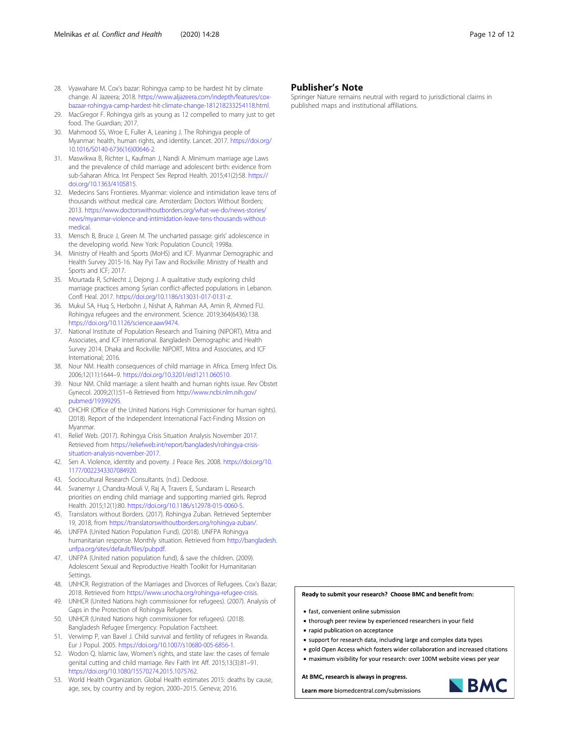28. Vyawahare M. Cox's bazar: Rohingya camp to be hardest hit by climate change. Al Jazeera; 2018. https://www.aljazeera.com/indepth/features/cox-bazaar-rohingya-camp-hardest-hit-climate-change-181218233254118.html.
29. MacGregor F. Rohingya girls as young as 12 compelled to marry just to get food. The Guardian; 2017.
30. Mahmood SS, Wroe E, Fuller A, Leaning J. The Rohingya people of Myanmar: health, human rights, and identity. Lancet. 2017. https://doi.org/10.1016/S0140-6736(16)00646-2.
31. Maswikwa B, Richter L, Kaufman J, Nandi A. Minimum marriage age Laws and the prevalence of child marriage and adolescent birth: evidence from sub-Saharan Africa. Int Perspect Sex Reprod Health. 2015;41(2):58. https://doi.org/10.1363/4105815.
32. Medecins Sans Frontieres. Myanmar: violence and intimidation leave tens of thousands without medical care. Amsterdam: Doctors Without Borders; 2013. https://www.doctorswithoutborders.org/what-we-do/news-stories/news/myanmar-violence-and-intimidation-leave-tens-thousands-without-medical.
33. Mensch B, Bruce J, Green M. The uncharted passage: girls' adolescence in the developing world. New York: Population Council; 1998a.
34. Ministry of Health and Sports (MoHS) and ICF. Myanmar Demographic and Health Survey 2015-16. Nay Pyi Taw and Rockville: Ministry of Health and Sports and ICF; 2017.
35. Mourtada R, Schlecht J, Dejong J. A qualitative study exploring child marriage practices among Syrian conflict-affected populations in Lebanon. Confl Heal. 2017. https://doi.org/10.1186/s13031-017-0131-z.
36. Mukul SA, Huq S, Herbohn J, Nishat A, Rahman AA, Amin R, Ahmed FU. Rohingya refugees and the environment. Science. 2019;364(6436):138. https://doi.org/10.1126/science.aaw9474.
37. National Institute of Population Research and Training (NIPORT), Mitra and Associates, and ICF International. Bangladesh Demographic and Health Survey 2014. Dhaka and Rockville: NIPORT, Mitra and Associates, and ICF International; 2016.
38. Nour NM. Health consequences of child marriage in Africa. Emerg Infect Dis. 2006;12(11):1644–9. https://doi.org/10.3201/eid1211.060510.
39. Nour NM. Child marriage: a silent health and human rights issue. Rev Obstet Gynecol. 2009;2(1):51–6 Retrieved from http://www.ncbi.nlm.nih.gov/pubmed/19399295.
40. OHCHR (Office of the United Nations High Commissioner for human rights). (2018). Report of the Independent International Fact-Finding Mission on Myanmar.
41. Relief Web. (2017). Rohingya Crisis Situation Analysis November 2017. Retrieved from https://reliefweb.int/report/bangladesh/rohingya-crisis-situation-analysis-november-2017.
42. Sen A. Violence, identity and poverty. J Peace Res. 2008. https://doi.org/10.1177/0022343307084920.
43. Sociocultural Research Consultants. (n.d.). Dedoose.
44. Svanemyr J, Chandra-Mouli V, Raj A, Travers E, Sundaram L. Research priorities on ending child marriage and supporting married girls. Reprod Health. 2015;12(1):80. https://doi.org/10.1186/s12978-015-0060-5.
45. Translators without Borders. (2017). Rohingya Zuban. Retrieved September 19, 2018, from https://translatorswithoutborders.org/rohingya-zuban/.
46. UNFPA (United Nation Population Fund). (2018). UNFPA Rohingya humanitarian response. Monthly situation. Retrieved from http://bangladesh.unfpa.org/sites/default/files/pubpdf.
47. UNFPA (United nation population fund), & save the children. (2009). Adolescent Sexual and Reproductive Health Toolkit for Humanitarian Settings.
48. UNHCR. Registration of the Marriages and Divorces of Refugees. Cox's Bazar; 2018. Retrieved from https://www.unocha.org/rohingya-refugee-crisis.
49. UNHCR (United Nations high commissioner for refugees). (2007). Analysis of Gaps in the Protection of Rohingya Refugees.
50. UNHCR (United Nations high commissioner for refugees). (2018). Bangladesh Refugee Emergency: Population Factsheet.
51. Verwimp P, van Bavel J. Child survival and fertility of refugees in Rwanda. Eur J Popul. 2005. https://doi.org/10.1007/s10680-005-6856-1.
52. Wodon Q. Islamic law, Women's rights, and state law: the cases of female genital cutting and child marriage. Rev Faith Int Aff. 2015;13(3):81–91. https://doi.org/10.1080/15570274.2015.1075762.
53. World Health Organization. Global Health estimates 2015: deaths by cause, age, sex, by country and by region, 2000–2015. Geneva; 2016.

## Publisher's Note

Springer Nature remains neutral with regard to jurisdictional claims in published maps and institutional affiliations.

**Ready to submit your research? Choose BMC and benefit from:**

- fast, convenient online submission
- thorough peer review by experienced researchers in your field
- rapid publication on acceptance
- support for research data, including large and complex data types
- gold Open Access which fosters wider collaboration and increased citations
- maximum visibility for your research: over 100M website views per year

**At BMC, research is always in progress.**

**Learn more** biomedcentral.com/submissions

BMC